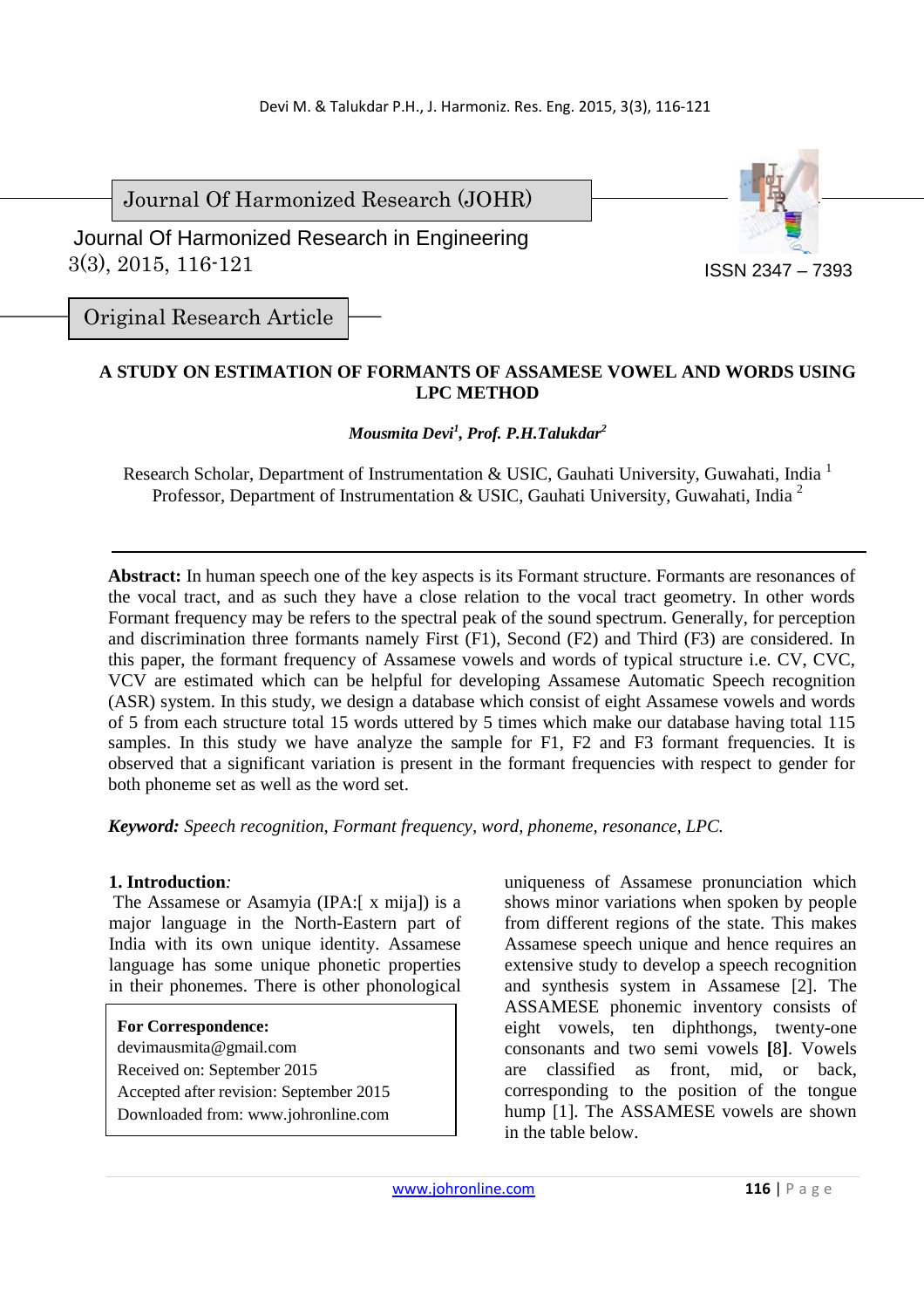Journal Of Harmonized Research (JOHR)

Journal Of Harmonized Research in Engineering
3(3), 2015, 116-121

ISSN 2347 – 7393

Original Research Article

# A STUDY ON ESTIMATION OF FORMANTS OF ASSAMESE VOWEL AND WORDS USING LPC METHOD

***Mousmita Devi[1], Prof. P.H.Talukdar[2]***

Research Scholar, Department of Instrumentation & USIC, Gauhati University, Guwahati, India [1]
Professor, Department of Instrumentation & USIC, Gauhati University, Guwahati, India [2]

**Abstract:** In human speech one of the key aspects is its Formant structure. Formants are resonances of the vocal tract, and as such they have a close relation to the vocal tract geometry. In other words Formant frequency may be refers to the spectral peak of the sound spectrum. Generally, for perception and discrimination three formants namely First (F1), Second (F2) and Third (F3) are considered. In this paper, the formant frequency of Assamese vowels and words of typical structure i.e. CV, CVC, VCV are estimated which can be helpful for developing Assamese Automatic Speech recognition (ASR) system. In this study, we design a database which consist of eight Assamese vowels and words of 5 from each structure total 15 words uttered by 5 times which make our database having total 115 samples. In this study we have analyze the sample for F1, F2 and F3 formant frequencies. It is observed that a significant variation is present in the formant frequencies with respect to gender for both phoneme set as well as the word set.

***Keyword:*** *Speech recognition, Formant frequency, word, phoneme, resonance, LPC.*

## 1. Introduction*:*

The Assamese or Asamyia (IPA:[ x mija]) is a major language in the North-Eastern part of India with its own unique identity. Assamese language has some unique phonetic properties in their phonemes. There is other phonological uniqueness of Assamese pronunciation which shows minor variations when spoken by people from different regions of the state. This makes Assamese speech unique and hence requires an extensive study to develop a speech recognition and synthesis system in Assamese [2]. The ASSAMESE phonemic inventory consists of eight vowels, ten diphthongs, twenty-one consonants and two semi vowels **[**8**]**. Vowels are classified as front, mid, or back, corresponding to the position of the tongue hump [1]. The ASSAMESE vowels are shown in the table below.

**For Correspondence:**
devimausmita@gmail.com
Received on: September 2015
Accepted after revision: September 2015
Downloaded from: www.johronline.com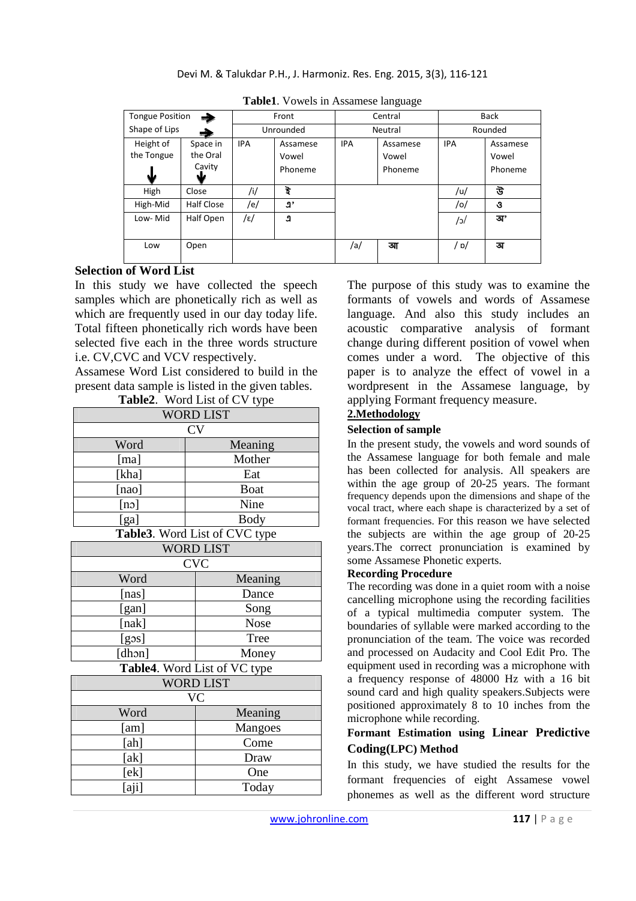**Table1**. Vowels in Assamese language

| Tongue Position → | | Front | | Central | | Back | |
|---|---|---|---|---|---|---|---|
| Shape of Lips → | | Unrounded | | Neutral | | Rounded | |
| Height of the Tongue ↓ | Space in the Oral Cavity ↓ | IPA | Assamese Vowel Phoneme | IPA | Assamese Vowel Phoneme | IPA | Assamese Vowel Phoneme |
| High | Close | /i/ | ই | | | /u/ | উ |
| High-Mid | Half Close | /e/ | এ' | | | /o/ | ও |
| Low- Mid | Half Open | /ɛ/ | এ | | | /ɔ/ | অ' |
| Low | Open | | | /a/ | আ | / ɒ/ | অ |

**Selection of Word List**

In this study we have collected the speech samples which are phonetically rich as well as which are frequently used in our day today life. Total fifteen phonetically rich words have been selected five each in the three words structure i.e. CV,CVC and VCV respectively.

Assamese Word List considered to build in the present data sample is listed in the given tables.

**Table2**. Word List of CV type

| WORD LIST | |
|---|---|
| CV | |
| Word | Meaning |
| [ma] | Mother |
| [kha] | Eat |
| [nao] | Boat |
| [nɔ] | Nine |
| [ga] | Body |

**Table3**. Word List of CVC type

| WORD LIST | |
|---|---|
| CVC | |
| Word | Meaning |
| [nas] | Dance |
| [gan] | Song |
| [nak] | Nose |
| [gɔs] | Tree |
| [dhɔn] | Money |

**Table4**. Word List of VC type

| WORD LIST | |
|---|---|
| VC | |
| Word | Meaning |
| [am] | Mangoes |
| [ah] | Come |
| [ak] | Draw |
| [ek] | One |
| [aji] | Today |

The purpose of this study was to examine the formants of vowels and words of Assamese language. And also this study includes an acoustic comparative analysis of formant change during different position of vowel when comes under a word. The objective of this paper is to analyze the effect of vowel in a wordpresent in the Assamese language, by applying Formant frequency measure.

## 2.Methodology

**Selection of sample**

In the present study, the vowels and word sounds of the Assamese language for both female and male has been collected for analysis. All speakers are within the age group of 20-25 years. The formant frequency depends upon the dimensions and shape of the vocal tract, where each shape is characterized by a set of formant frequencies. For this reason we have selected the subjects are within the age group of 20-25 years.The correct pronunciation is examined by some Assamese Phonetic experts.

**Recording Procedure**

The recording was done in a quiet room with a noise cancelling microphone using the recording facilities of a typical multimedia computer system. The boundaries of syllable were marked according to the pronunciation of the team. The voice was recorded and processed on Audacity and Cool Edit Pro. The equipment used in recording was a microphone with a frequency response of 48000 Hz with a 16 bit sound card and high quality speakers.Subjects were positioned approximately 8 to 10 inches from the microphone while recording.

**Formant Estimation using Linear Predictive Coding(LPC) Method**

In this study, we have studied the results for the formant frequencies of eight Assamese vowel phonemes as well as the different word structure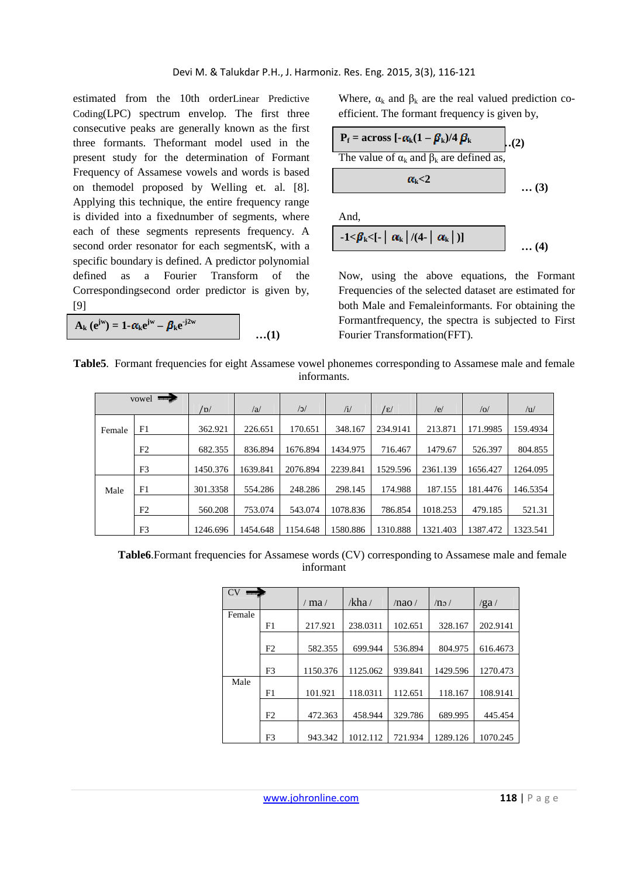estimated from the 10th orderLinear Predictive Coding(LPC) spectrum envelop. The first three consecutive peaks are generally known as the first three formants. Theformant model used in the present study for the determination of Formant Frequency of Assamese vowels and words is based on themodel proposed by Welling et. al. [8]. Applying this technique, the entire frequency range is divided into a fixednumber of segments, where each of these segments represents frequency. A second order resonator for each segmentsK, with a specific boundary is defined. A predictor polynomial defined as a Fourier Transform of the Correspondingsecond order predictor is given by, [9]

$$A_k\,(e^{jw}) = 1\text{-}\alpha_k e^{jw} - \beta_k e^{-j2w} \qquad \ldots(1)$$

Where, $\alpha_k$ and $\beta_k$ are the real valued prediction co-efficient. The formant frequency is given by,

$$P_f = \text{across}\ [-\alpha_k(1 - \beta_k)/4\,\beta_k \qquad ..(2)$$

The value of $\alpha_k$ and $\beta_k$ are defined as,

$$\alpha_k < 2 \qquad \ldots(3)$$

And,

$$-1 < \beta_k < [-|\ \alpha_k\ |/(4-|\ \alpha_k\ |)] \qquad \ldots(4)$$

Now, using the above equations, the Formant Frequencies of the selected dataset are estimated for both Male and Femaleinformants. For obtaining the Formantfrequency, the spectra is subjected to First Fourier Transformation(FFT).

**Table5**. Formant frequencies for eight Assamese vowel phonemes corresponding to Assamese male and female informants.

| vowel → | | /ɒ/ | /a/ | /ɔ/ | /i/ | /ɛ/ | /e/ | /o/ | /u/ |
|---|---|---|---|---|---|---|---|---|---|
| Female | F1 | 362.921 | 226.651 | 170.651 | 348.167 | 234.9141 | 213.871 | 171.9985 | 159.4934 |
| | F2 | 682.355 | 836.894 | 1676.894 | 1434.975 | 716.467 | 1479.67 | 526.397 | 804.855 |
| | F3 | 1450.376 | 1639.841 | 2076.894 | 2239.841 | 1529.596 | 2361.139 | 1656.427 | 1264.095 |
| Male | F1 | 301.3358 | 554.286 | 248.286 | 298.145 | 174.988 | 187.155 | 181.4476 | 146.5354 |
| | F2 | 560.208 | 753.074 | 543.074 | 1078.836 | 786.854 | 1018.253 | 479.185 | 521.31 |
| | F3 | 1246.696 | 1454.648 | 1154.648 | 1580.886 | 1310.888 | 1321.403 | 1387.472 | 1323.541 |

**Table6**.Formant frequencies for Assamese words (CV) corresponding to Assamese male and female informant

| CV → | | / ma / | /kha / | /nao / | /nɔ / | /ga / |
|---|---|---|---|---|---|---|
| Female | F1 | 217.921 | 238.0311 | 102.651 | 328.167 | 202.9141 |
| | F2 | 582.355 | 699.944 | 536.894 | 804.975 | 616.4673 |
| | F3 | 1150.376 | 1125.062 | 939.841 | 1429.596 | 1270.473 |
| Male | F1 | 101.921 | 118.0311 | 112.651 | 118.167 | 108.9141 |
| | F2 | 472.363 | 458.944 | 329.786 | 689.995 | 445.454 |
| | F3 | 943.342 | 1012.112 | 721.934 | 1289.126 | 1070.245 |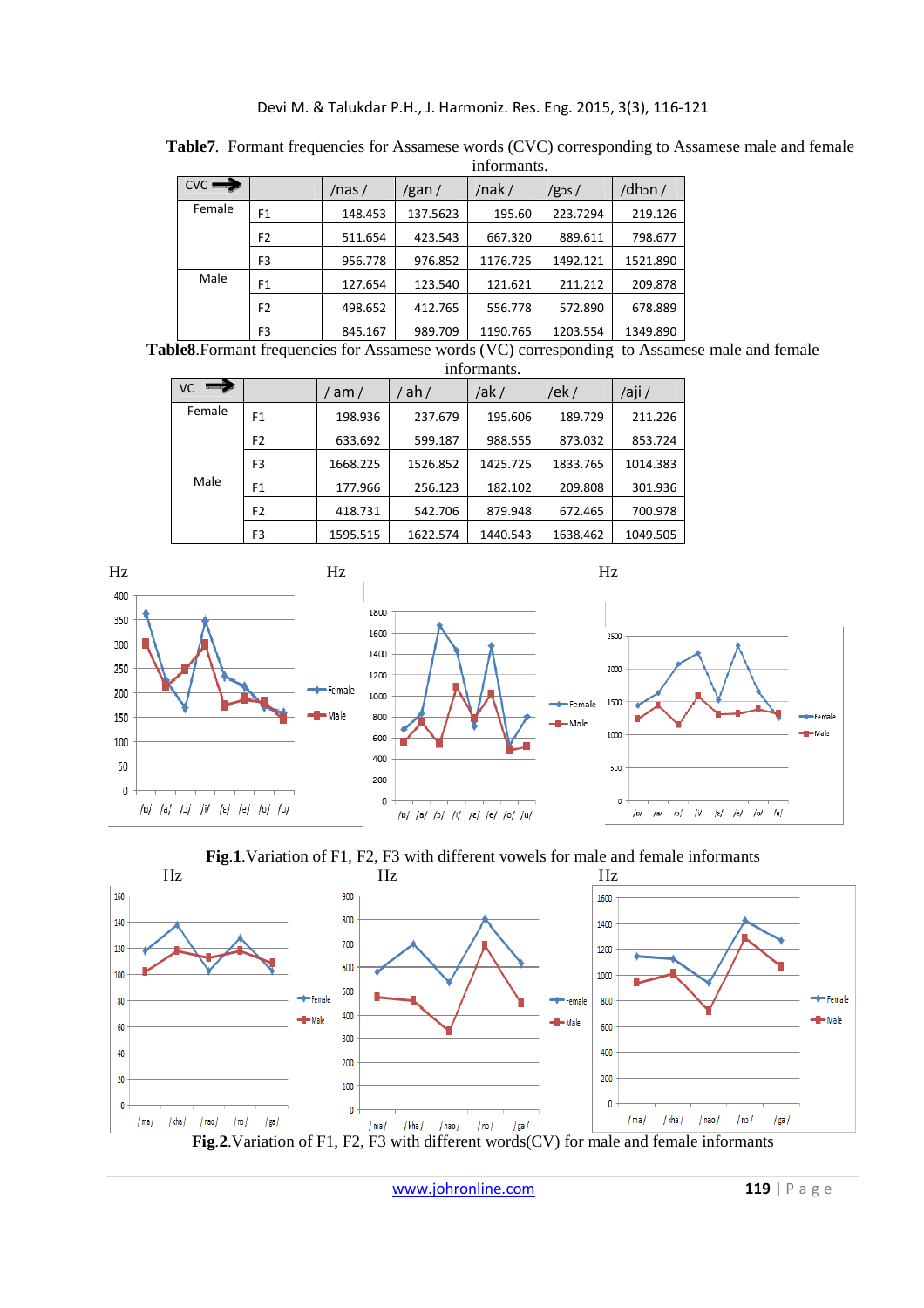**Table7**. Formant frequencies for Assamese words (CVC) corresponding to Assamese male and female informants.

| CVC → | | /nas / | /gan / | /nak / | /gɔs / | /dhɔn / |
|---|---|---|---|---|---|---|
| Female | F1 | 148.453 | 137.5623 | 195.60 | 223.7294 | 219.126 |
| | F2 | 511.654 | 423.543 | 667.320 | 889.611 | 798.677 |
| | F3 | 956.778 | 976.852 | 1176.725 | 1492.121 | 1521.890 |
| Male | F1 | 127.654 | 123.540 | 121.621 | 211.212 | 209.878 |
| | F2 | 498.652 | 412.765 | 556.778 | 572.890 | 678.889 |
| | F3 | 845.167 | 989.709 | 1190.765 | 1203.554 | 1349.890 |

**Table8**.Formant frequencies for Assamese words (VC) corresponding to Assamese male and female informants.

| VC → | | / am / | / ah / | /ak / | /ek / | /aji / |
|---|---|---|---|---|---|---|
| Female | F1 | 198.936 | 237.679 | 195.606 | 189.729 | 211.226 |
| | F2 | 633.692 | 599.187 | 988.555 | 873.032 | 853.724 |
| | F3 | 1668.225 | 1526.852 | 1425.725 | 1833.765 | 1014.383 |
| Male | F1 | 177.966 | 256.123 | 182.102 | 209.808 | 301.936 |
| | F2 | 418.731 | 542.706 | 879.948 | 672.465 | 700.978 |
| | F3 | 1595.515 | 1622.574 | 1440.543 | 1638.462 | 1049.505 |

**Fig.1**.Variation of F1, F2, F3 with different vowels for male and female informants

**Fig.2**.Variation of F1, F2, F3 with different words(CV) for male and female informants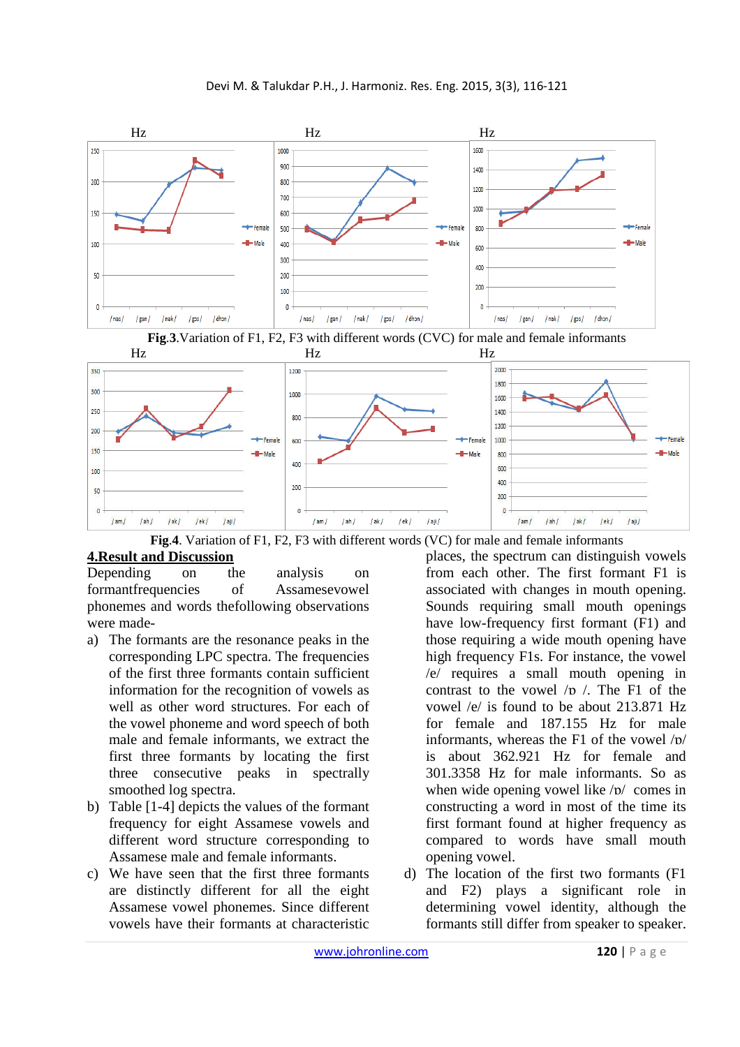**Fig.3**.Variation of F1, F2, F3 with different words (CVC) for male and female informants

**Fig.4**. Variation of F1, F2, F3 with different words (VC) for male and female informants

## 4.Result and Discussion

Depending on the analysis on formantfrequencies of Assamesevowel phonemes and words thefollowing observations were made-

a) The formants are the resonance peaks in the corresponding LPC spectra. The frequencies of the first three formants contain sufficient information for the recognition of vowels as well as other word structures. For each of the vowel phoneme and word speech of both male and female informants, we extract the first three formants by locating the first three consecutive peaks in spectrally smoothed log spectra.

b) Table [1-4] depicts the values of the formant frequency for eight Assamese vowels and different word structure corresponding to Assamese male and female informants.

c) We have seen that the first three formants are distinctly different for all the eight Assamese vowel phonemes. Since different vowels have their formants at characteristic places, the spectrum can distinguish vowels from each other. The first formant F1 is associated with changes in mouth opening. Sounds requiring small mouth openings have low-frequency first formant (F1) and those requiring a wide mouth opening have high frequency F1s. For instance, the vowel /e/ requires a small mouth opening in contrast to the vowel /ɒ /. The F1 of the vowel /e/ is found to be about 213.871 Hz for female and 187.155 Hz for male informants, whereas the F1 of the vowel /ɒ/ is about 362.921 Hz for female and 301.3358 Hz for male informants. So as when wide opening vowel like /ɒ/ comes in constructing a word in most of the time its first formant found at higher frequency as compared to words have small mouth opening vowel.

d) The location of the first two formants (F1 and F2) plays a significant role in determining vowel identity, although the formants still differ from speaker to speaker.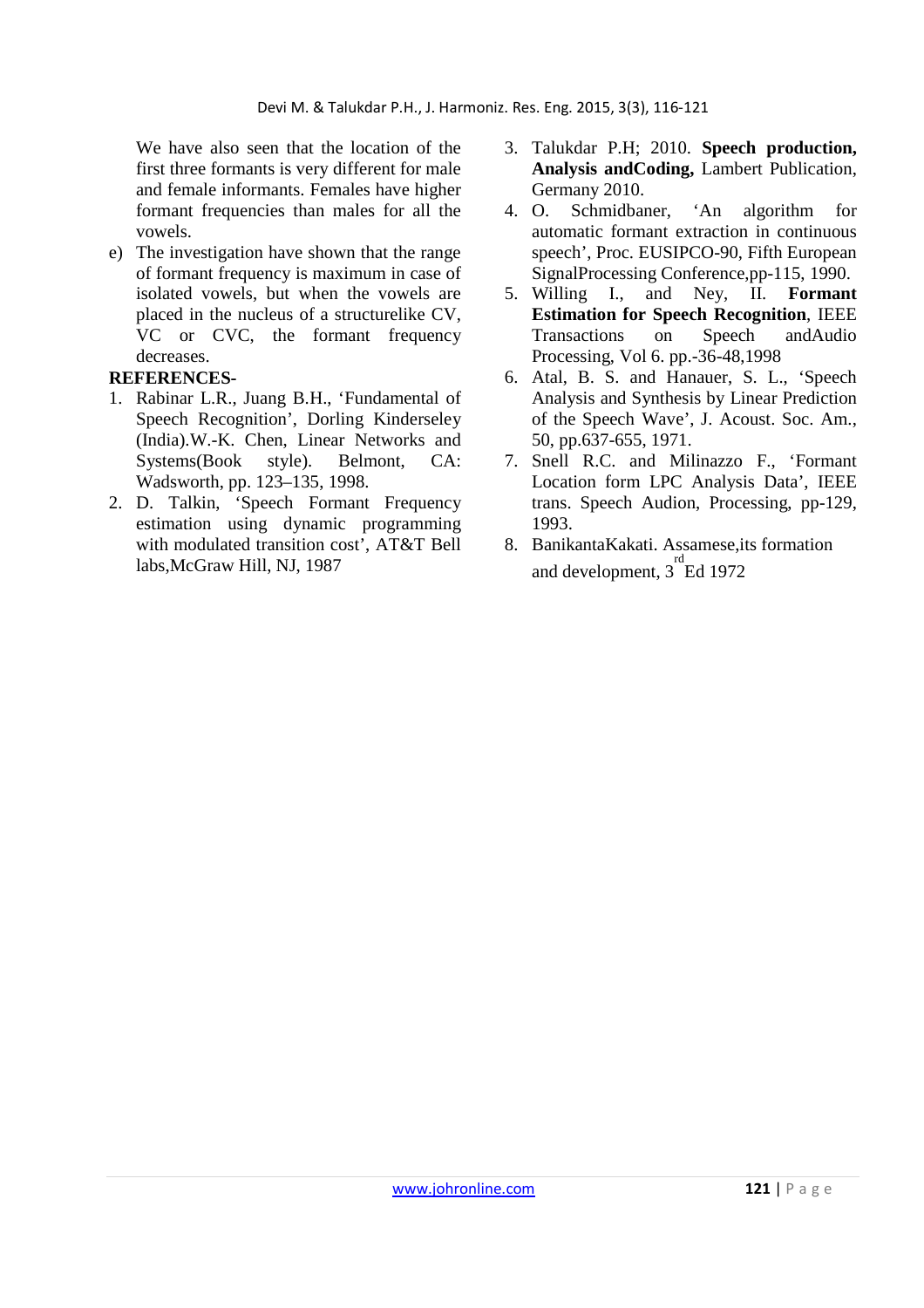We have also seen that the location of the first three formants is very different for male and female informants. Females have higher formant frequencies than males for all the vowels.

e) The investigation have shown that the range of formant frequency is maximum in case of isolated vowels, but when the vowels are placed in the nucleus of a structurelike CV, VC or CVC, the formant frequency decreases.

**REFERENCES-**

1. Rabinar L.R., Juang B.H., 'Fundamental of Speech Recognition', Dorling Kinderseley (India).W.-K. Chen, Linear Networks and Systems(Book style). Belmont, CA: Wadsworth, pp. 123–135, 1998.
2. D. Talkin, 'Speech Formant Frequency estimation using dynamic programming with modulated transition cost', AT&T Bell labs,McGraw Hill, NJ, 1987
3. Talukdar P.H; 2010. **Speech production, Analysis andCoding,** Lambert Publication, Germany 2010.
4. O. Schmidbaner, 'An algorithm for automatic formant extraction in continuous speech', Proc. EUSIPCO-90, Fifth European SignalProcessing Conference,pp-115, 1990.
5. Willing I., and Ney, II. **Formant Estimation for Speech Recognition**, IEEE Transactions on Speech andAudio Processing, Vol 6. pp.-36-48,1998
6. Atal, B. S. and Hanauer, S. L., 'Speech Analysis and Synthesis by Linear Prediction of the Speech Wave', J. Acoust. Soc. Am., 50, pp.637-655, 1971.
7. Snell R.C. and Milinazzo F., 'Formant Location form LPC Analysis Data', IEEE trans. Speech Audion, Processing, pp-129, 1993.
8. BanikantaKakati. Assamese,its formation and development, 3rd Ed 1972